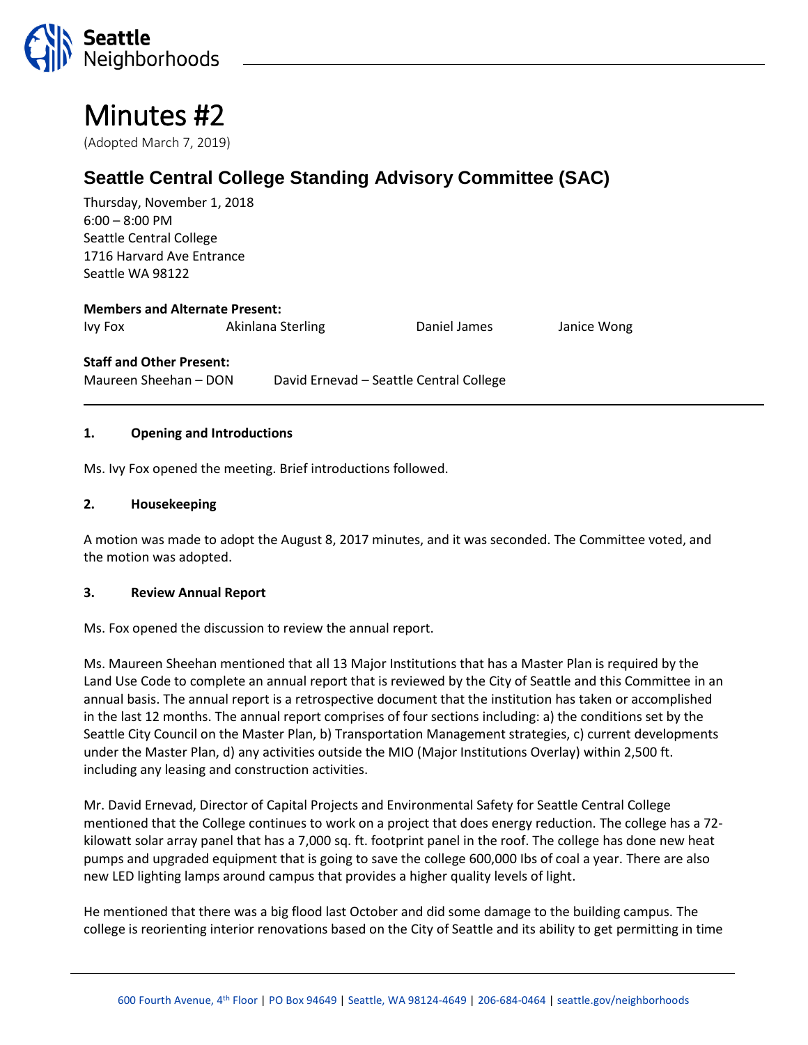# Minutes #2

(Adopted March 7, 2019)

## Seattle Central College Standing Advisory Committee (SAC)

Thursday, November 1, 2018
6:00 – 8:00 PM
Seattle Central College
1716 Harvard Ave Entrance
Seattle WA 98122

**Members and Alternate Present:**

Ivy Fox    Akinlana Sterling    Daniel James    Janice Wong

**Staff and Other Present:**

Maureen Sheehan – DON    David Ernevad – Seattle Central College

---

### 1. Opening and Introductions

Ms. Ivy Fox opened the meeting. Brief introductions followed.

### 2. Housekeeping

A motion was made to adopt the August 8, 2017 minutes, and it was seconded. The Committee voted, and the motion was adopted.

### 3. Review Annual Report

Ms. Fox opened the discussion to review the annual report.

Ms. Maureen Sheehan mentioned that all 13 Major Institutions that has a Master Plan is required by the Land Use Code to complete an annual report that is reviewed by the City of Seattle and this Committee in an annual basis. The annual report is a retrospective document that the institution has taken or accomplished in the last 12 months. The annual report comprises of four sections including: a) the conditions set by the Seattle City Council on the Master Plan, b) Transportation Management strategies, c) current developments under the Master Plan, d) any activities outside the MIO (Major Institutions Overlay) within 2,500 ft. including any leasing and construction activities.

Mr. David Ernevad, Director of Capital Projects and Environmental Safety for Seattle Central College mentioned that the College continues to work on a project that does energy reduction. The college has a 72-kilowatt solar array panel that has a 7,000 sq. ft. footprint panel in the roof. The college has done new heat pumps and upgraded equipment that is going to save the college 600,000 Ibs of coal a year. There are also new LED lighting lamps around campus that provides a higher quality levels of light.

He mentioned that there was a big flood last October and did some damage to the building campus. The college is reorienting interior renovations based on the City of Seattle and its ability to get permitting in time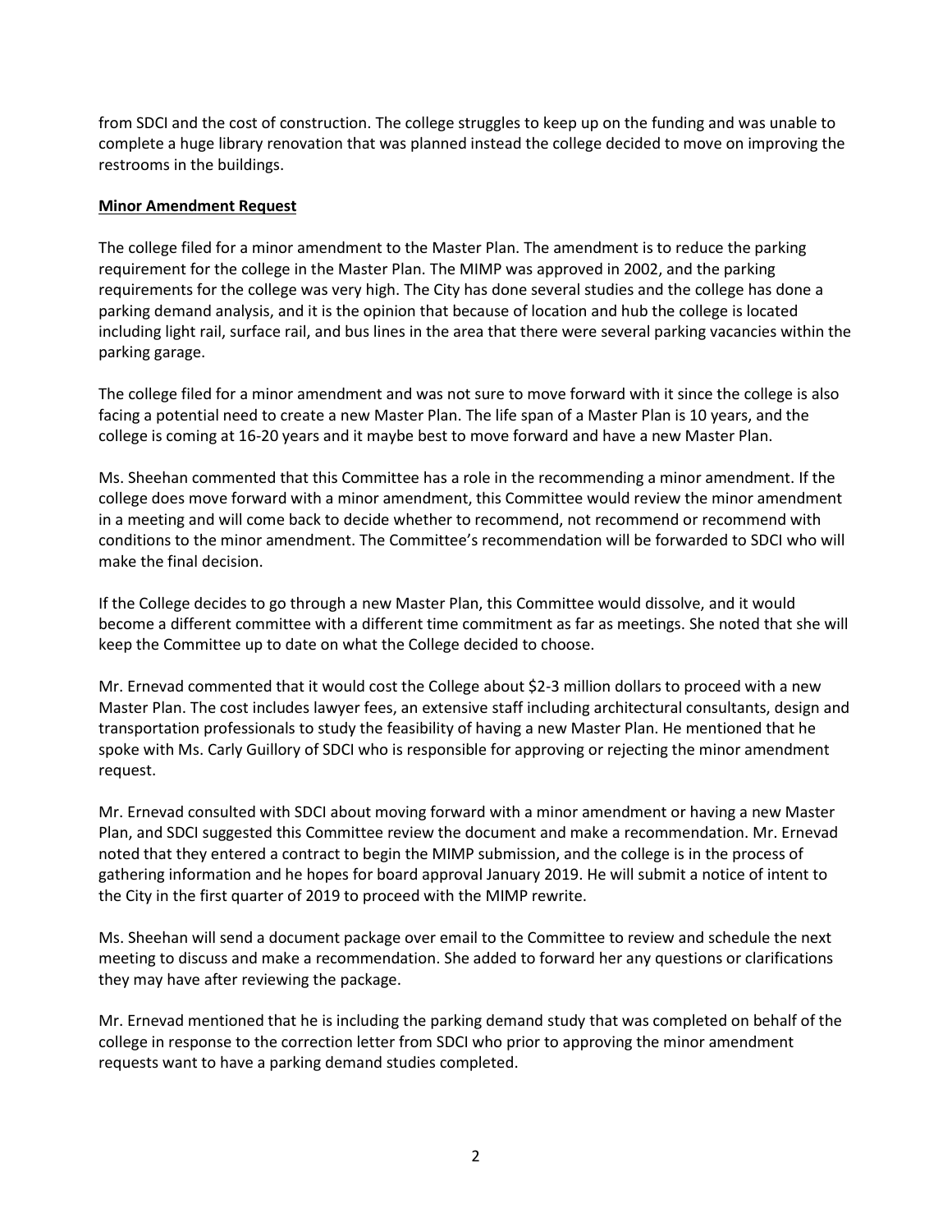from SDCI and the cost of construction. The college struggles to keep up on the funding and was unable to complete a huge library renovation that was planned instead the college decided to move on improving the restrooms in the buildings.

**Minor Amendment Request**

The college filed for a minor amendment to the Master Plan. The amendment is to reduce the parking requirement for the college in the Master Plan. The MIMP was approved in 2002, and the parking requirements for the college was very high. The City has done several studies and the college has done a parking demand analysis, and it is the opinion that because of location and hub the college is located including light rail, surface rail, and bus lines in the area that there were several parking vacancies within the parking garage.

The college filed for a minor amendment and was not sure to move forward with it since the college is also facing a potential need to create a new Master Plan. The life span of a Master Plan is 10 years, and the college is coming at 16-20 years and it maybe best to move forward and have a new Master Plan.

Ms. Sheehan commented that this Committee has a role in the recommending a minor amendment. If the college does move forward with a minor amendment, this Committee would review the minor amendment in a meeting and will come back to decide whether to recommend, not recommend or recommend with conditions to the minor amendment. The Committee's recommendation will be forwarded to SDCI who will make the final decision.

If the College decides to go through a new Master Plan, this Committee would dissolve, and it would become a different committee with a different time commitment as far as meetings. She noted that she will keep the Committee up to date on what the College decided to choose.

Mr. Ernevad commented that it would cost the College about $2-3 million dollars to proceed with a new Master Plan. The cost includes lawyer fees, an extensive staff including architectural consultants, design and transportation professionals to study the feasibility of having a new Master Plan. He mentioned that he spoke with Ms. Carly Guillory of SDCI who is responsible for approving or rejecting the minor amendment request.

Mr. Ernevad consulted with SDCI about moving forward with a minor amendment or having a new Master Plan, and SDCI suggested this Committee review the document and make a recommendation. Mr. Ernevad noted that they entered a contract to begin the MIMP submission, and the college is in the process of gathering information and he hopes for board approval January 2019. He will submit a notice of intent to the City in the first quarter of 2019 to proceed with the MIMP rewrite.

Ms. Sheehan will send a document package over email to the Committee to review and schedule the next meeting to discuss and make a recommendation. She added to forward her any questions or clarifications they may have after reviewing the package.

Mr. Ernevad mentioned that he is including the parking demand study that was completed on behalf of the college in response to the correction letter from SDCI who prior to approving the minor amendment requests want to have a parking demand studies completed.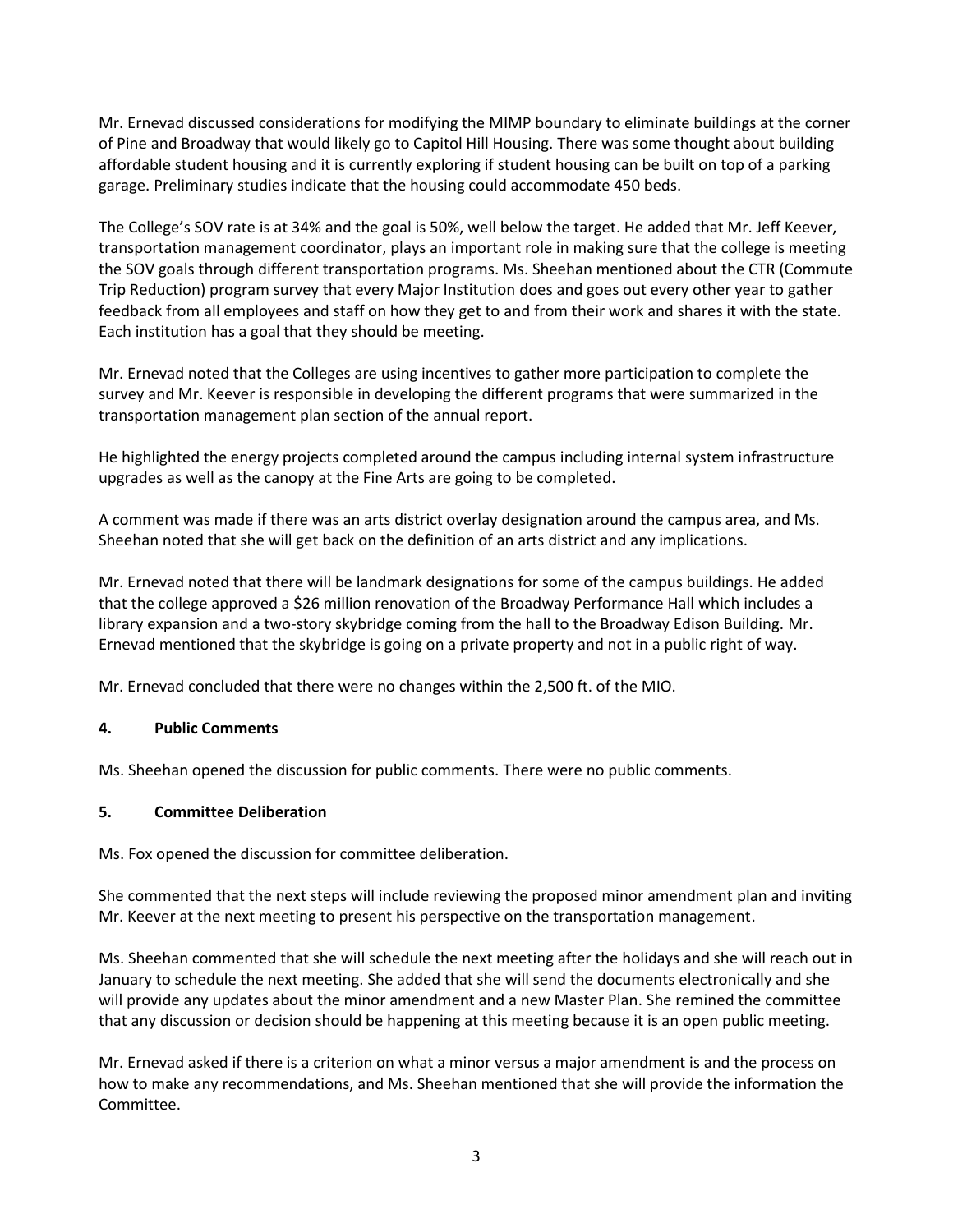Mr. Ernevad discussed considerations for modifying the MIMP boundary to eliminate buildings at the corner of Pine and Broadway that would likely go to Capitol Hill Housing. There was some thought about building affordable student housing and it is currently exploring if student housing can be built on top of a parking garage. Preliminary studies indicate that the housing could accommodate 450 beds.

The College's SOV rate is at 34% and the goal is 50%, well below the target. He added that Mr. Jeff Keever, transportation management coordinator, plays an important role in making sure that the college is meeting the SOV goals through different transportation programs. Ms. Sheehan mentioned about the CTR (Commute Trip Reduction) program survey that every Major Institution does and goes out every other year to gather feedback from all employees and staff on how they get to and from their work and shares it with the state. Each institution has a goal that they should be meeting.

Mr. Ernevad noted that the Colleges are using incentives to gather more participation to complete the survey and Mr. Keever is responsible in developing the different programs that were summarized in the transportation management plan section of the annual report.

He highlighted the energy projects completed around the campus including internal system infrastructure upgrades as well as the canopy at the Fine Arts are going to be completed.

A comment was made if there was an arts district overlay designation around the campus area, and Ms. Sheehan noted that she will get back on the definition of an arts district and any implications.

Mr. Ernevad noted that there will be landmark designations for some of the campus buildings. He added that the college approved a $26 million renovation of the Broadway Performance Hall which includes a library expansion and a two-story skybridge coming from the hall to the Broadway Edison Building. Mr. Ernevad mentioned that the skybridge is going on a private property and not in a public right of way.

Mr. Ernevad concluded that there were no changes within the 2,500 ft. of the MIO.

**4. Public Comments**

Ms. Sheehan opened the discussion for public comments. There were no public comments.

**5. Committee Deliberation**

Ms. Fox opened the discussion for committee deliberation.

She commented that the next steps will include reviewing the proposed minor amendment plan and inviting Mr. Keever at the next meeting to present his perspective on the transportation management.

Ms. Sheehan commented that she will schedule the next meeting after the holidays and she will reach out in January to schedule the next meeting. She added that she will send the documents electronically and she will provide any updates about the minor amendment and a new Master Plan. She remined the committee that any discussion or decision should be happening at this meeting because it is an open public meeting.

Mr. Ernevad asked if there is a criterion on what a minor versus a major amendment is and the process on how to make any recommendations, and Ms. Sheehan mentioned that she will provide the information the Committee.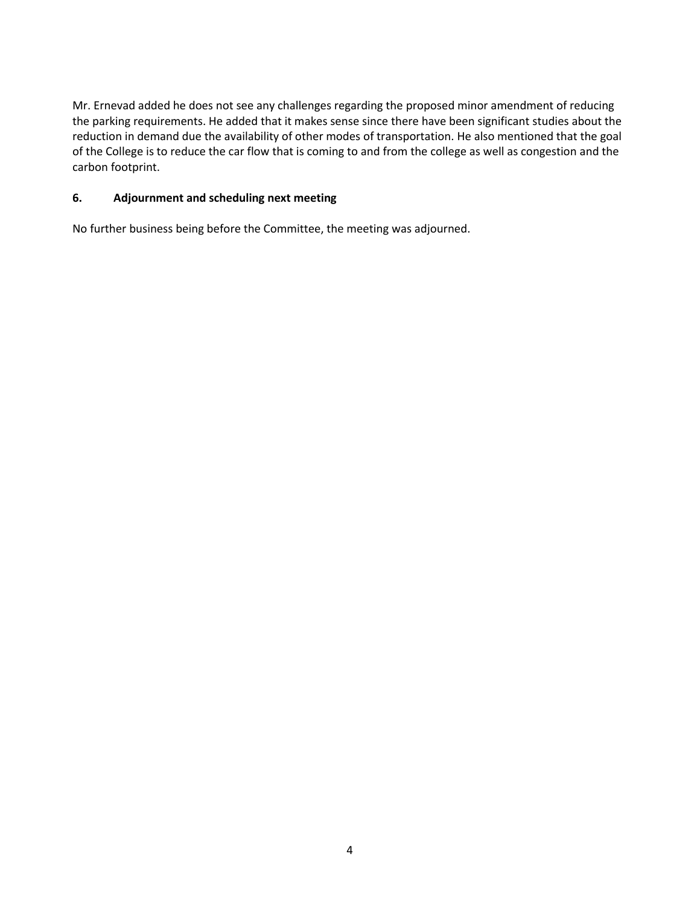Mr. Ernevad added he does not see any challenges regarding the proposed minor amendment of reducing the parking requirements. He added that it makes sense since there have been significant studies about the reduction in demand due the availability of other modes of transportation. He also mentioned that the goal of the College is to reduce the car flow that is coming to and from the college as well as congestion and the carbon footprint.

### 6. Adjournment and scheduling next meeting

No further business being before the Committee, the meeting was adjourned.